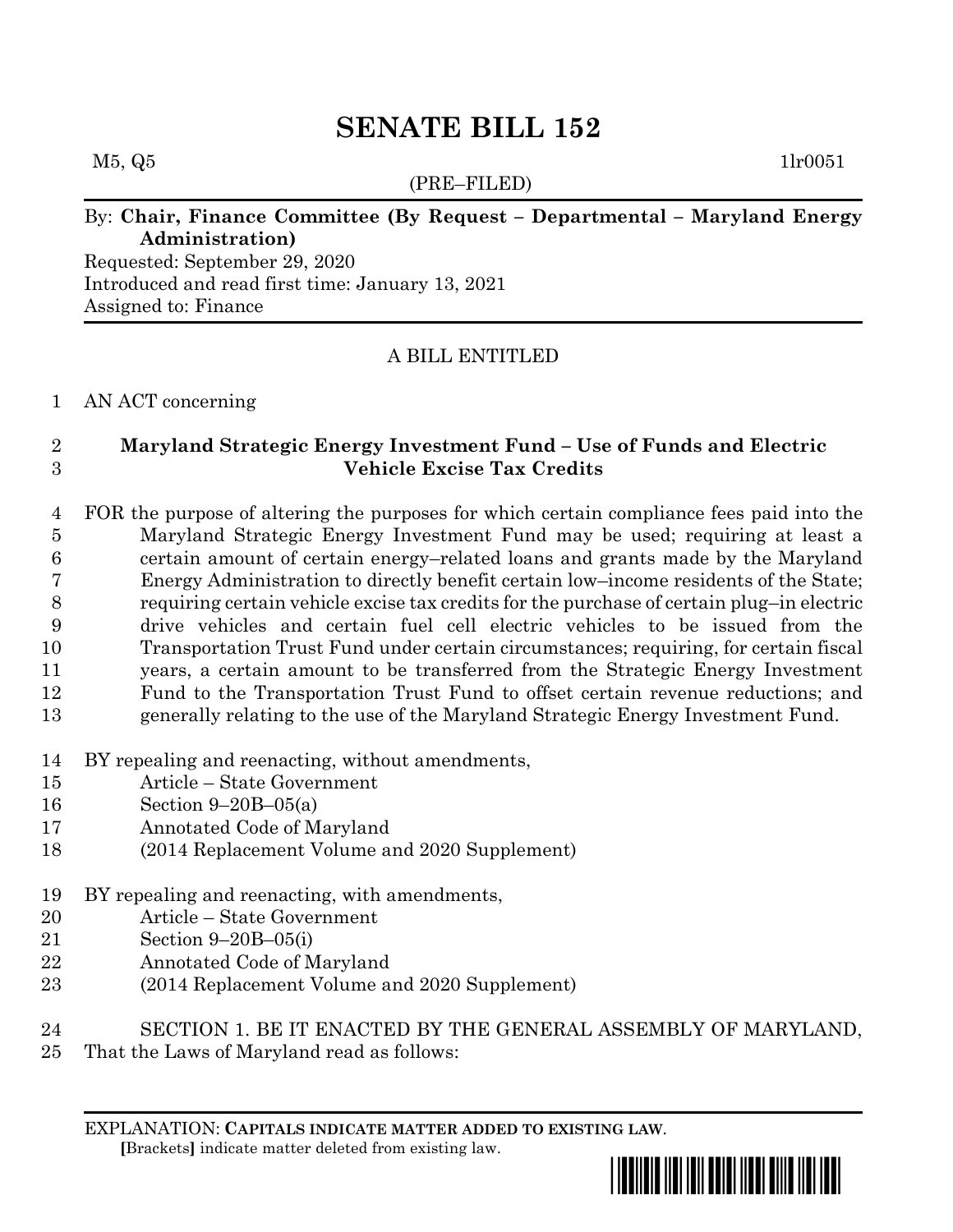# SENATE BILL 152

M5, Q5 1lr0051

(PRE–FILED)

By: **Chair, Finance Committee (By Request – Departmental – Maryland Energy Administration)**

Requested: September 29, 2020

Introduced and read first time: January 13, 2021

Assigned to: Finance

A BILL ENTITLED

AN ACT concerning

**Maryland Strategic Energy Investment Fund – Use of Funds and Electric Vehicle Excise Tax Credits**

FOR the purpose of altering the purposes for which certain compliance fees paid into the Maryland Strategic Energy Investment Fund may be used; requiring at least a certain amount of certain energy–related loans and grants made by the Maryland Energy Administration to directly benefit certain low–income residents of the State; requiring certain vehicle excise tax credits for the purchase of certain plug–in electric drive vehicles and certain fuel cell electric vehicles to be issued from the Transportation Trust Fund under certain circumstances; requiring, for certain fiscal years, a certain amount to be transferred from the Strategic Energy Investment Fund to the Transportation Trust Fund to offset certain revenue reductions; and generally relating to the use of the Maryland Strategic Energy Investment Fund.

BY repealing and reenacting, without amendments,
Article – State Government
Section 9–20B–05(a)
Annotated Code of Maryland
(2014 Replacement Volume and 2020 Supplement)

BY repealing and reenacting, with amendments,
Article – State Government
Section 9–20B–05(i)
Annotated Code of Maryland
(2014 Replacement Volume and 2020 Supplement)

SECTION 1. BE IT ENACTED BY THE GENERAL ASSEMBLY OF MARYLAND, That the Laws of Maryland read as follows:

EXPLANATION: **CAPITALS INDICATE MATTER ADDED TO EXISTING LAW.**
**[**Brackets**]** indicate matter deleted from existing law.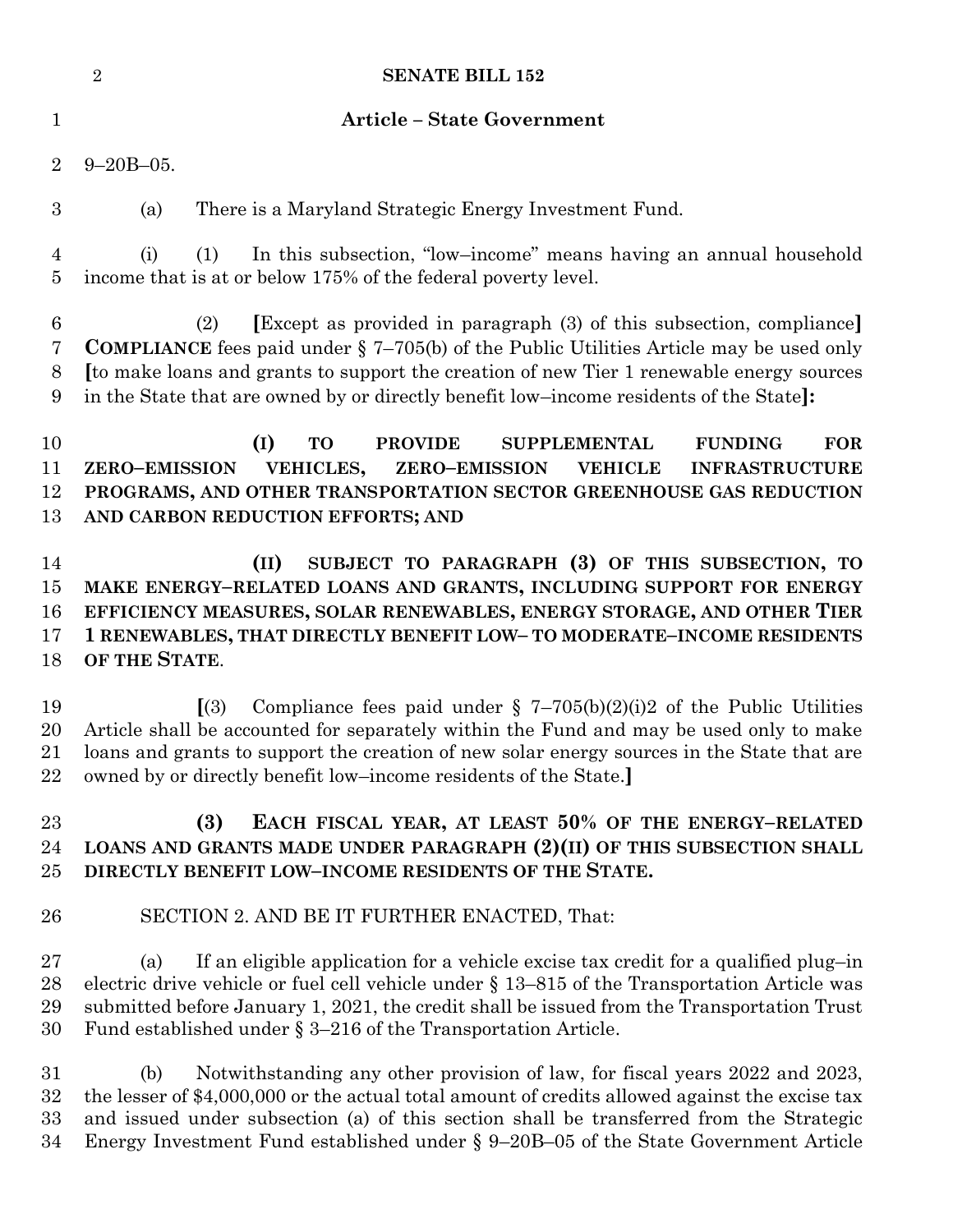## Article – State Government

9–20B–05.

(a) There is a Maryland Strategic Energy Investment Fund.

(i) (1) In this subsection, "low–income" means having an annual household income that is at or below 175% of the federal poverty level.

(2) [Except as provided in paragraph (3) of this subsection, compliance] **COMPLIANCE** fees paid under § 7–705(b) of the Public Utilities Article may be used only [to make loans and grants to support the creation of new Tier 1 renewable energy sources in the State that are owned by or directly benefit low–income residents of the State]**:**

**(I) TO PROVIDE SUPPLEMENTAL FUNDING FOR ZERO–EMISSION VEHICLES, ZERO–EMISSION VEHICLE INFRASTRUCTURE PROGRAMS, AND OTHER TRANSPORTATION SECTOR GREENHOUSE GAS REDUCTION AND CARBON REDUCTION EFFORTS; AND**

**(II) SUBJECT TO PARAGRAPH (3) OF THIS SUBSECTION, TO MAKE ENERGY–RELATED LOANS AND GRANTS, INCLUDING SUPPORT FOR ENERGY EFFICIENCY MEASURES, SOLAR RENEWABLES, ENERGY STORAGE, AND OTHER TIER 1 RENEWABLES, THAT DIRECTLY BENEFIT LOW– TO MODERATE–INCOME RESIDENTS OF THE STATE**.

[(3) Compliance fees paid under § 7–705(b)(2)(i)2 of the Public Utilities Article shall be accounted for separately within the Fund and may be used only to make loans and grants to support the creation of new solar energy sources in the State that are owned by or directly benefit low–income residents of the State.]

**(3) EACH FISCAL YEAR, AT LEAST 50% OF THE ENERGY–RELATED LOANS AND GRANTS MADE UNDER PARAGRAPH (2)(II) OF THIS SUBSECTION SHALL DIRECTLY BENEFIT LOW–INCOME RESIDENTS OF THE STATE.**

SECTION 2. AND BE IT FURTHER ENACTED, That:

(a) If an eligible application for a vehicle excise tax credit for a qualified plug–in electric drive vehicle or fuel cell vehicle under § 13–815 of the Transportation Article was submitted before January 1, 2021, the credit shall be issued from the Transportation Trust Fund established under § 3–216 of the Transportation Article.

(b) Notwithstanding any other provision of law, for fiscal years 2022 and 2023, the lesser of $4,000,000 or the actual total amount of credits allowed against the excise tax and issued under subsection (a) of this section shall be transferred from the Strategic Energy Investment Fund established under § 9–20B–05 of the State Government Article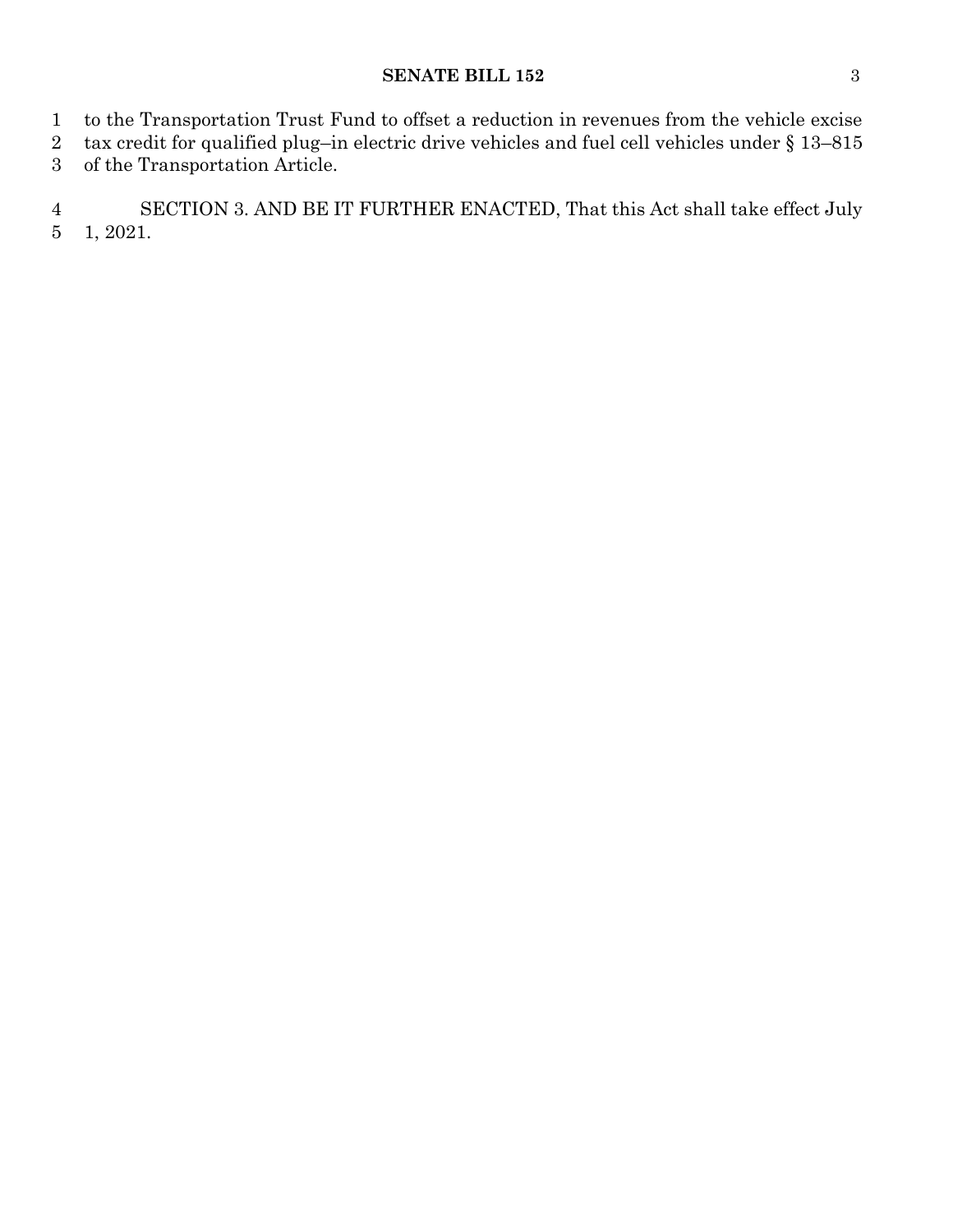to the Transportation Trust Fund to offset a reduction in revenues from the vehicle excise tax credit for qualified plug–in electric drive vehicles and fuel cell vehicles under § 13–815 of the Transportation Article.

SECTION 3. AND BE IT FURTHER ENACTED, That this Act shall take effect July 1, 2021.